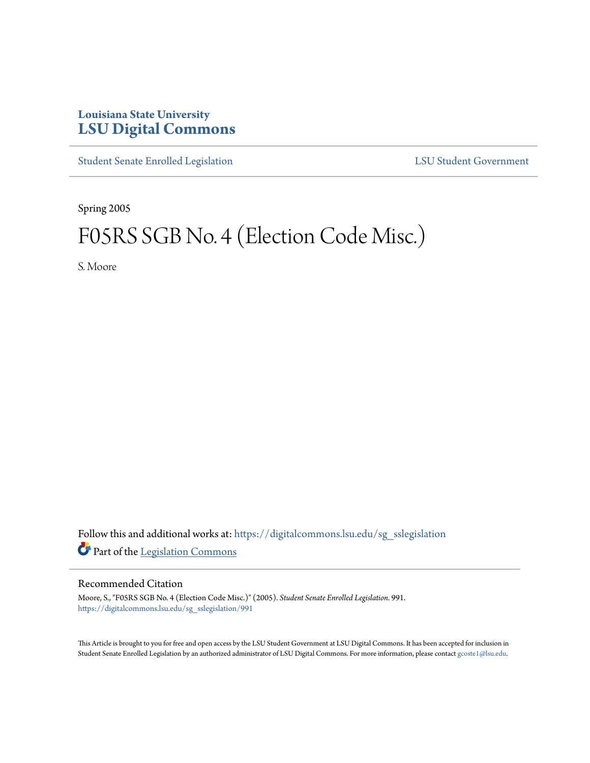Louisiana State University
# LSU Digital Commons

Student Senate Enrolled Legislation | LSU Student Government

Spring 2005

# F05RS SGB No. 4 (Election Code Misc.)

S. Moore

Follow this and additional works at: https://digitalcommons.lsu.edu/sg_sslegislation

Part of the Legislation Commons

## Recommended Citation

Moore, S., "F05RS SGB No. 4 (Election Code Misc.)" (2005). *Student Senate Enrolled Legislation*. 991.
https://digitalcommons.lsu.edu/sg_sslegislation/991

This Article is brought to you for free and open access by the LSU Student Government at LSU Digital Commons. It has been accepted for inclusion in Student Senate Enrolled Legislation by an authorized administrator of LSU Digital Commons. For more information, please contact gcoste1@lsu.edu.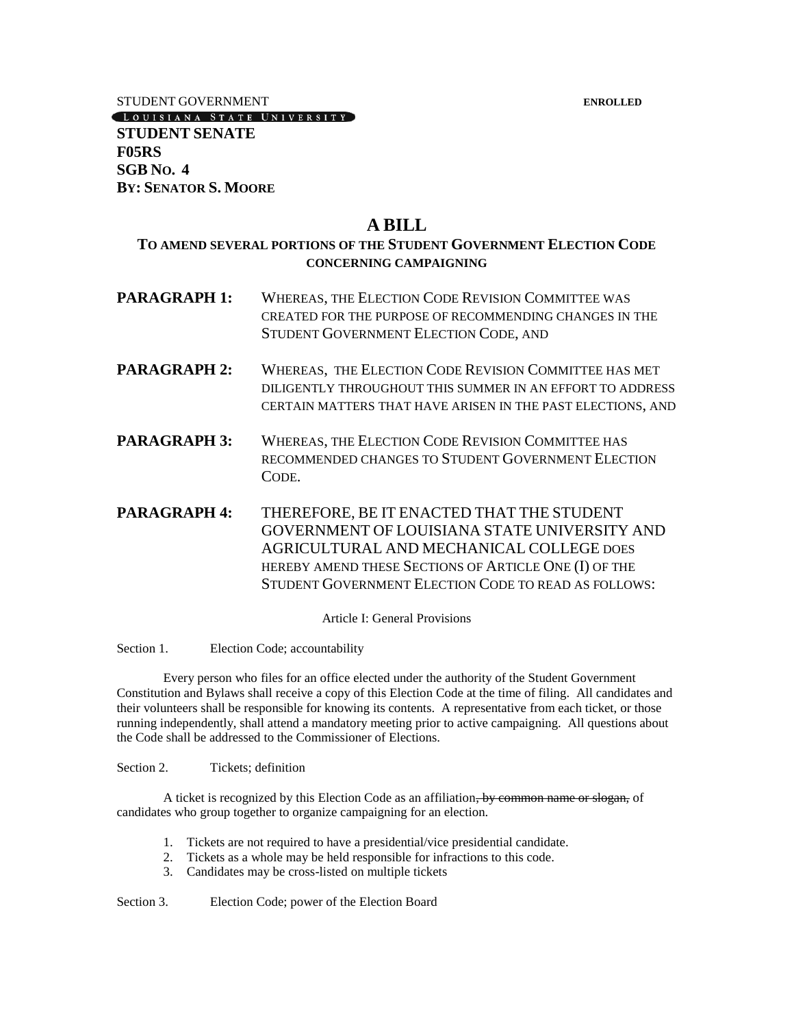STUDENT GOVERNMENT **ENROLLED**

LOUISIANA STATE UNIVERSITY

**STUDENT SENATE**
**F05RS**
**SGB NO. 4**
**BY: SENATOR S. MOORE**

# A BILL

## TO AMEND SEVERAL PORTIONS OF THE STUDENT GOVERNMENT ELECTION CODE CONCERNING CAMPAIGNING

**PARAGRAPH 1:** WHEREAS, THE ELECTION CODE REVISION COMMITTEE WAS CREATED FOR THE PURPOSE OF RECOMMENDING CHANGES IN THE STUDENT GOVERNMENT ELECTION CODE, AND

**PARAGRAPH 2:** WHEREAS, THE ELECTION CODE REVISION COMMITTEE HAS MET DILIGENTLY THROUGHOUT THIS SUMMER IN AN EFFORT TO ADDRESS CERTAIN MATTERS THAT HAVE ARISEN IN THE PAST ELECTIONS, AND

**PARAGRAPH 3:** WHEREAS, THE ELECTION CODE REVISION COMMITTEE HAS RECOMMENDED CHANGES TO STUDENT GOVERNMENT ELECTION CODE.

**PARAGRAPH 4:** THEREFORE, BE IT ENACTED THAT THE STUDENT GOVERNMENT OF LOUISIANA STATE UNIVERSITY AND AGRICULTURAL AND MECHANICAL COLLEGE DOES HEREBY AMEND THESE SECTIONS OF ARTICLE ONE (I) OF THE STUDENT GOVERNMENT ELECTION CODE TO READ AS FOLLOWS:

Article I: General Provisions

Section 1. Election Code; accountability

Every person who files for an office elected under the authority of the Student Government Constitution and Bylaws shall receive a copy of this Election Code at the time of filing. All candidates and their volunteers shall be responsible for knowing its contents. A representative from each ticket, or those running independently, shall attend a mandatory meeting prior to active campaigning. All questions about the Code shall be addressed to the Commissioner of Elections.

Section 2. Tickets; definition

A ticket is recognized by this Election Code as an affiliation~~, by common name or slogan,~~ of candidates who group together to organize campaigning for an election.

1. Tickets are not required to have a presidential/vice presidential candidate.
2. Tickets as a whole may be held responsible for infractions to this code.
3. Candidates may be cross-listed on multiple tickets

Section 3. Election Code; power of the Election Board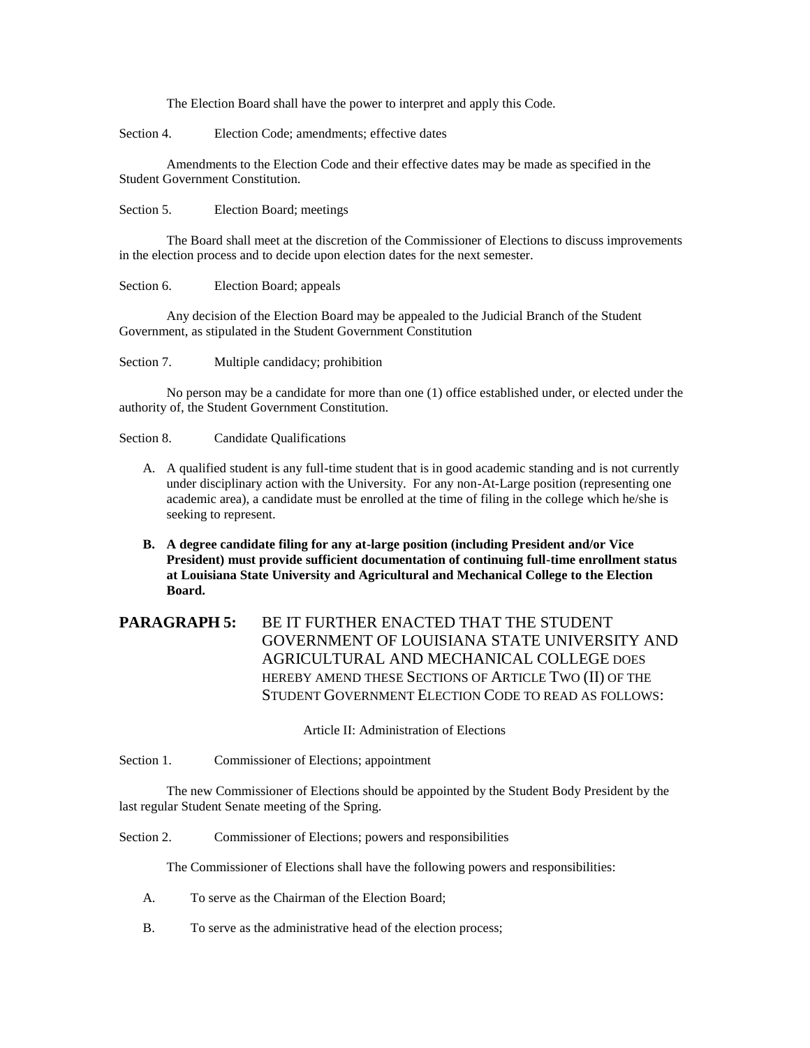The Election Board shall have the power to interpret and apply this Code.

Section 4. Election Code; amendments; effective dates

Amendments to the Election Code and their effective dates may be made as specified in the Student Government Constitution.

Section 5. Election Board; meetings

The Board shall meet at the discretion of the Commissioner of Elections to discuss improvements in the election process and to decide upon election dates for the next semester.

Section 6. Election Board; appeals

Any decision of the Election Board may be appealed to the Judicial Branch of the Student Government, as stipulated in the Student Government Constitution

Section 7. Multiple candidacy; prohibition

No person may be a candidate for more than one (1) office established under, or elected under the authority of, the Student Government Constitution.

Section 8. Candidate Qualifications

A. A qualified student is any full-time student that is in good academic standing and is not currently under disciplinary action with the University. For any non-At-Large position (representing one academic area), a candidate must be enrolled at the time of filing in the college which he/she is seeking to represent.

**B. A degree candidate filing for any at-large position (including President and/or Vice President) must provide sufficient documentation of continuing full-time enrollment status at Louisiana State University and Agricultural and Mechanical College to the Election Board.**

**PARAGRAPH 5:** BE IT FURTHER ENACTED THAT THE STUDENT GOVERNMENT OF LOUISIANA STATE UNIVERSITY AND AGRICULTURAL AND MECHANICAL COLLEGE DOES HEREBY AMEND THESE SECTIONS OF ARTICLE TWO (II) OF THE STUDENT GOVERNMENT ELECTION CODE TO READ AS FOLLOWS:

Article II: Administration of Elections

Section 1. Commissioner of Elections; appointment

The new Commissioner of Elections should be appointed by the Student Body President by the last regular Student Senate meeting of the Spring.

Section 2. Commissioner of Elections; powers and responsibilities

The Commissioner of Elections shall have the following powers and responsibilities:

A. To serve as the Chairman of the Election Board;

B. To serve as the administrative head of the election process;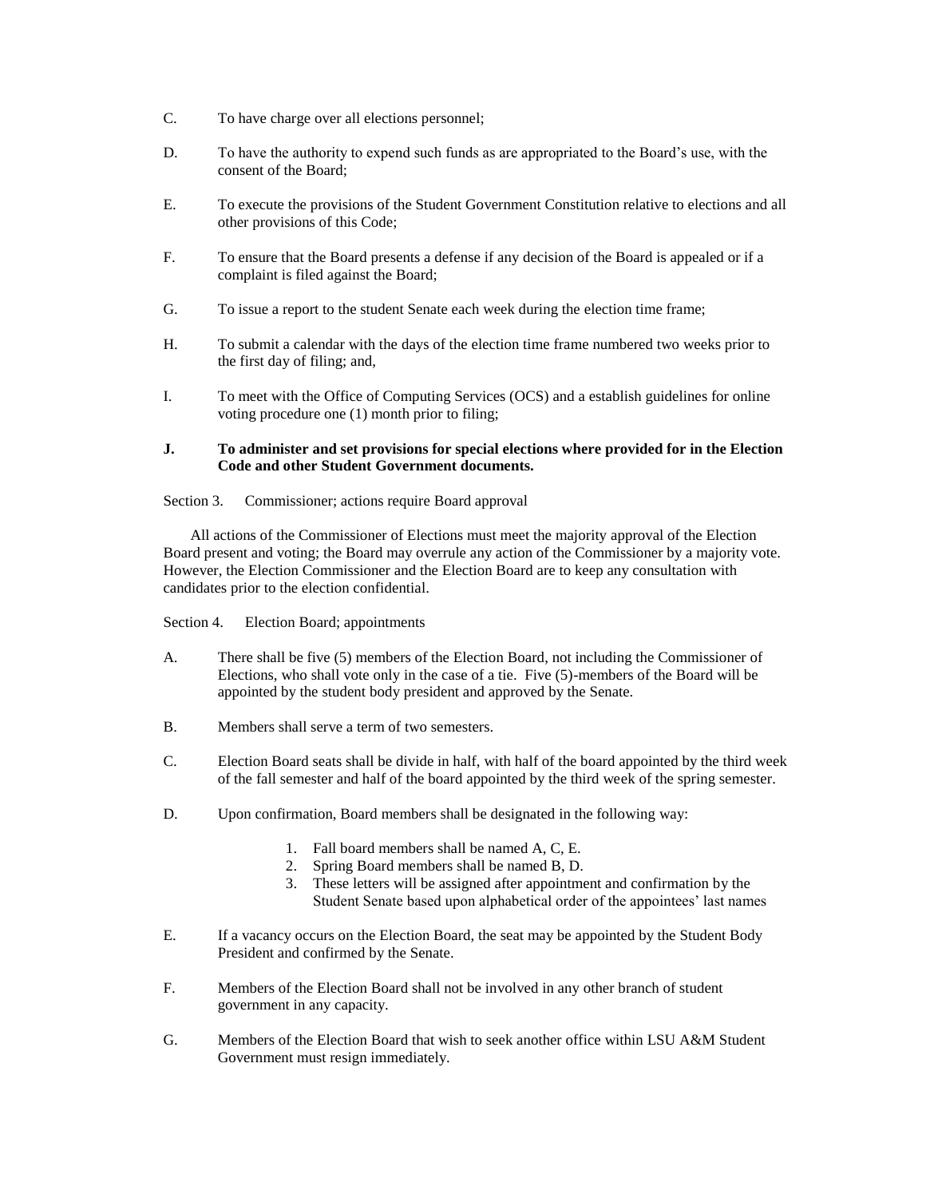C. To have charge over all elections personnel;

D. To have the authority to expend such funds as are appropriated to the Board's use, with the consent of the Board;

E. To execute the provisions of the Student Government Constitution relative to elections and all other provisions of this Code;

F. To ensure that the Board presents a defense if any decision of the Board is appealed or if a complaint is filed against the Board;

G. To issue a report to the student Senate each week during the election time frame;

H. To submit a calendar with the days of the election time frame numbered two weeks prior to the first day of filing; and,

I. To meet with the Office of Computing Services (OCS) and a establish guidelines for online voting procedure one (1) month prior to filing;

**J. To administer and set provisions for special elections where provided for in the Election Code and other Student Government documents.**

Section 3. Commissioner; actions require Board approval

All actions of the Commissioner of Elections must meet the majority approval of the Election Board present and voting; the Board may overrule any action of the Commissioner by a majority vote. However, the Election Commissioner and the Election Board are to keep any consultation with candidates prior to the election confidential.

Section 4. Election Board; appointments

A. There shall be five (5) members of the Election Board, not including the Commissioner of Elections, who shall vote only in the case of a tie. Five (5)-members of the Board will be appointed by the student body president and approved by the Senate.

B. Members shall serve a term of two semesters.

C. Election Board seats shall be divide in half, with half of the board appointed by the third week of the fall semester and half of the board appointed by the third week of the spring semester.

D. Upon confirmation, Board members shall be designated in the following way:

1. Fall board members shall be named A, C, E.
2. Spring Board members shall be named B, D.
3. These letters will be assigned after appointment and confirmation by the Student Senate based upon alphabetical order of the appointees' last names

E. If a vacancy occurs on the Election Board, the seat may be appointed by the Student Body President and confirmed by the Senate.

F. Members of the Election Board shall not be involved in any other branch of student government in any capacity.

G. Members of the Election Board that wish to seek another office within LSU A&M Student Government must resign immediately.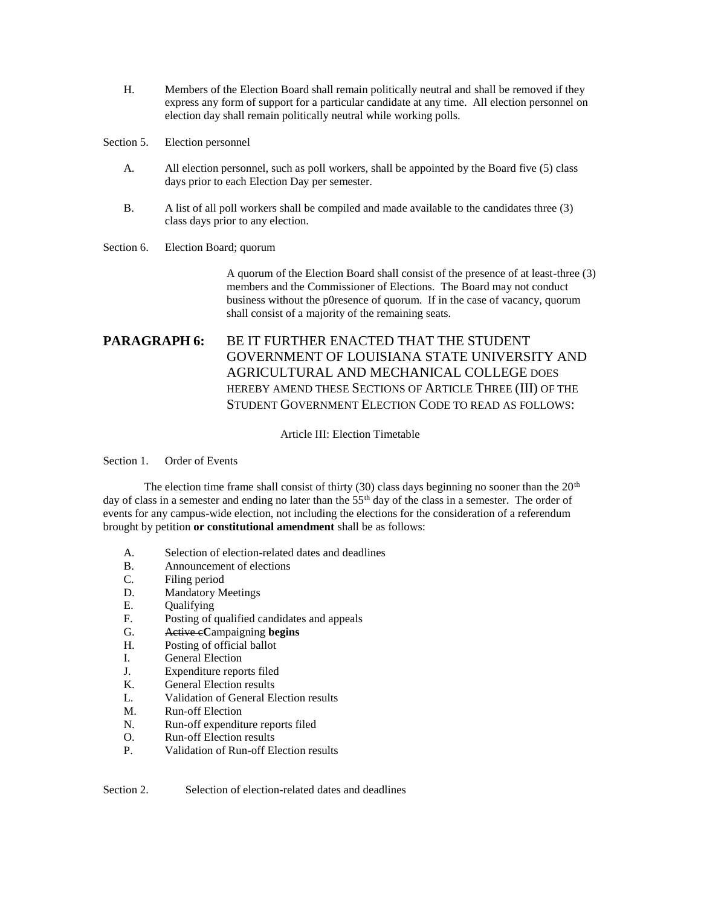H. Members of the Election Board shall remain politically neutral and shall be removed if they express any form of support for a particular candidate at any time. All election personnel on election day shall remain politically neutral while working polls.

Section 5. Election personnel

A. All election personnel, such as poll workers, shall be appointed by the Board five (5) class days prior to each Election Day per semester.

B. A list of all poll workers shall be compiled and made available to the candidates three (3) class days prior to any election.

Section 6. Election Board; quorum

A quorum of the Election Board shall consist of the presence of at least-three (3) members and the Commissioner of Elections. The Board may not conduct business without the p0resence of quorum. If in the case of vacancy, quorum shall consist of a majority of the remaining seats.

## PARAGRAPH 6: BE IT FURTHER ENACTED THAT THE STUDENT GOVERNMENT OF LOUISIANA STATE UNIVERSITY AND AGRICULTURAL AND MECHANICAL COLLEGE DOES HEREBY AMEND THESE SECTIONS OF ARTICLE THREE (III) OF THE STUDENT GOVERNMENT ELECTION CODE TO READ AS FOLLOWS:

Article III: Election Timetable

Section 1. Order of Events

The election time frame shall consist of thirty (30) class days beginning no sooner than the 20th day of class in a semester and ending no later than the 55th day of the class in a semester. The order of events for any campus-wide election, not including the elections for the consideration of a referendum brought by petition **or constitutional amendment** shall be as follows:

A. Selection of election-related dates and deadlines
B. Announcement of elections
C. Filing period
D. Mandatory Meetings
E. Qualifying
F. Posting of qualified candidates and appeals
G. ~~Active c~~**C**ampaigning **begins**
H. Posting of official ballot
I. General Election
J. Expenditure reports filed
K. General Election results
L. Validation of General Election results
M. Run-off Election
N. Run-off expenditure reports filed
O. Run-off Election results
P. Validation of Run-off Election results

Section 2. Selection of election-related dates and deadlines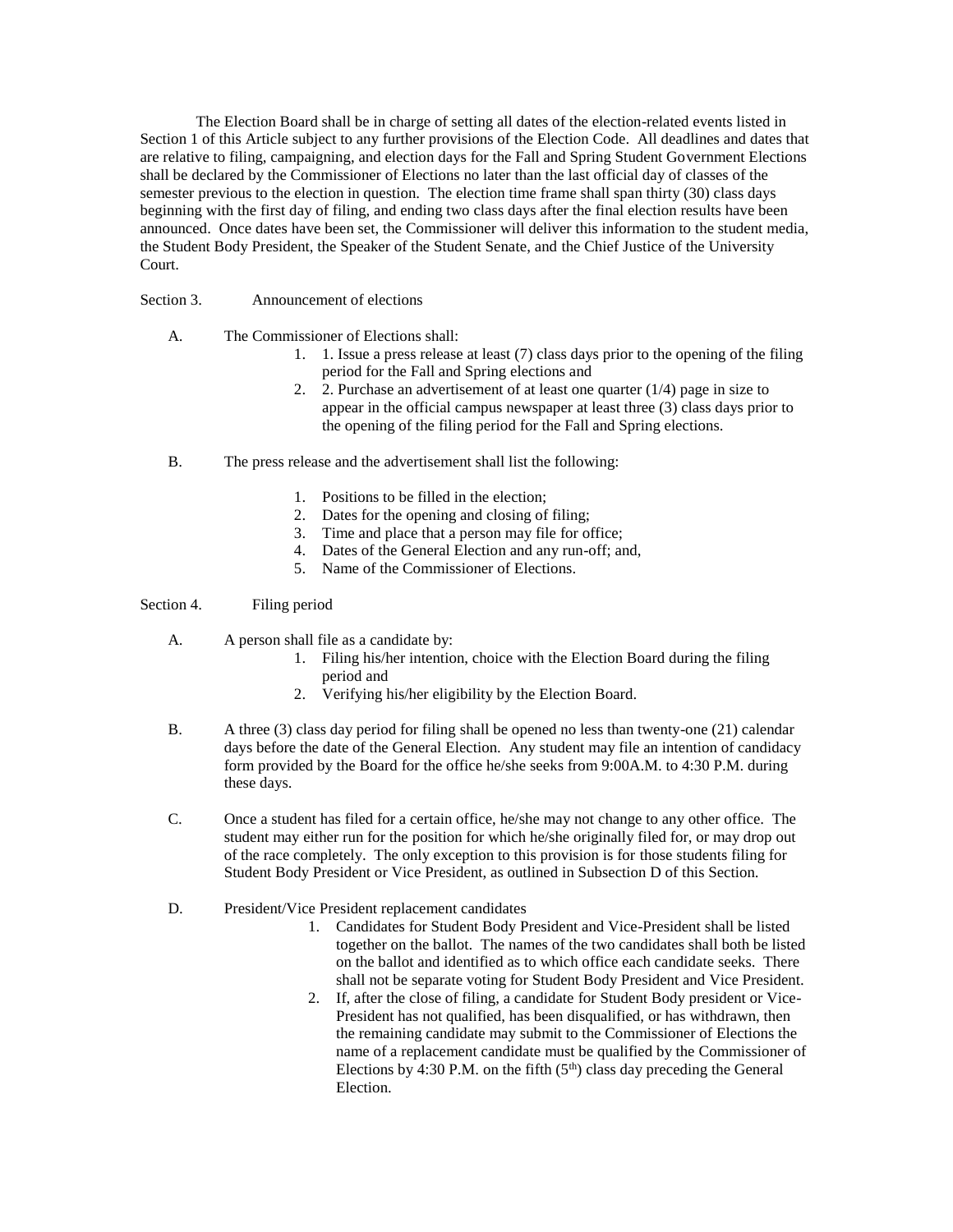The Election Board shall be in charge of setting all dates of the election-related events listed in Section 1 of this Article subject to any further provisions of the Election Code. All deadlines and dates that are relative to filing, campaigning, and election days for the Fall and Spring Student Government Elections shall be declared by the Commissioner of Elections no later than the last official day of classes of the semester previous to the election in question. The election time frame shall span thirty (30) class days beginning with the first day of filing, and ending two class days after the final election results have been announced. Once dates have been set, the Commissioner will deliver this information to the student media, the Student Body President, the Speaker of the Student Senate, and the Chief Justice of the University Court.

Section 3. Announcement of elections

A. The Commissioner of Elections shall:
   1. 1. Issue a press release at least (7) class days prior to the opening of the filing period for the Fall and Spring elections and
   2. 2. Purchase an advertisement of at least one quarter (1/4) page in size to appear in the official campus newspaper at least three (3) class days prior to the opening of the filing period for the Fall and Spring elections.

B. The press release and the advertisement shall list the following:
   1. Positions to be filled in the election;
   2. Dates for the opening and closing of filing;
   3. Time and place that a person may file for office;
   4. Dates of the General Election and any run-off; and,
   5. Name of the Commissioner of Elections.

Section 4. Filing period

A. A person shall file as a candidate by:
   1. Filing his/her intention, choice with the Election Board during the filing period and
   2. Verifying his/her eligibility by the Election Board.

B. A three (3) class day period for filing shall be opened no less than twenty-one (21) calendar days before the date of the General Election. Any student may file an intention of candidacy form provided by the Board for the office he/she seeks from 9:00A.M. to 4:30 P.M. during these days.

C. Once a student has filed for a certain office, he/she may not change to any other office. The student may either run for the position for which he/she originally filed for, or may drop out of the race completely. The only exception to this provision is for those students filing for Student Body President or Vice President, as outlined in Subsection D of this Section.

D. President/Vice President replacement candidates
   1. Candidates for Student Body President and Vice-President shall be listed together on the ballot. The names of the two candidates shall both be listed on the ballot and identified as to which office each candidate seeks. There shall not be separate voting for Student Body President and Vice President.
   2. If, after the close of filing, a candidate for Student Body president or Vice-President has not qualified, has been disqualified, or has withdrawn, then the remaining candidate may submit to the Commissioner of Elections the name of a replacement candidate must be qualified by the Commissioner of Elections by 4:30 P.M. on the fifth (5th) class day preceding the General Election.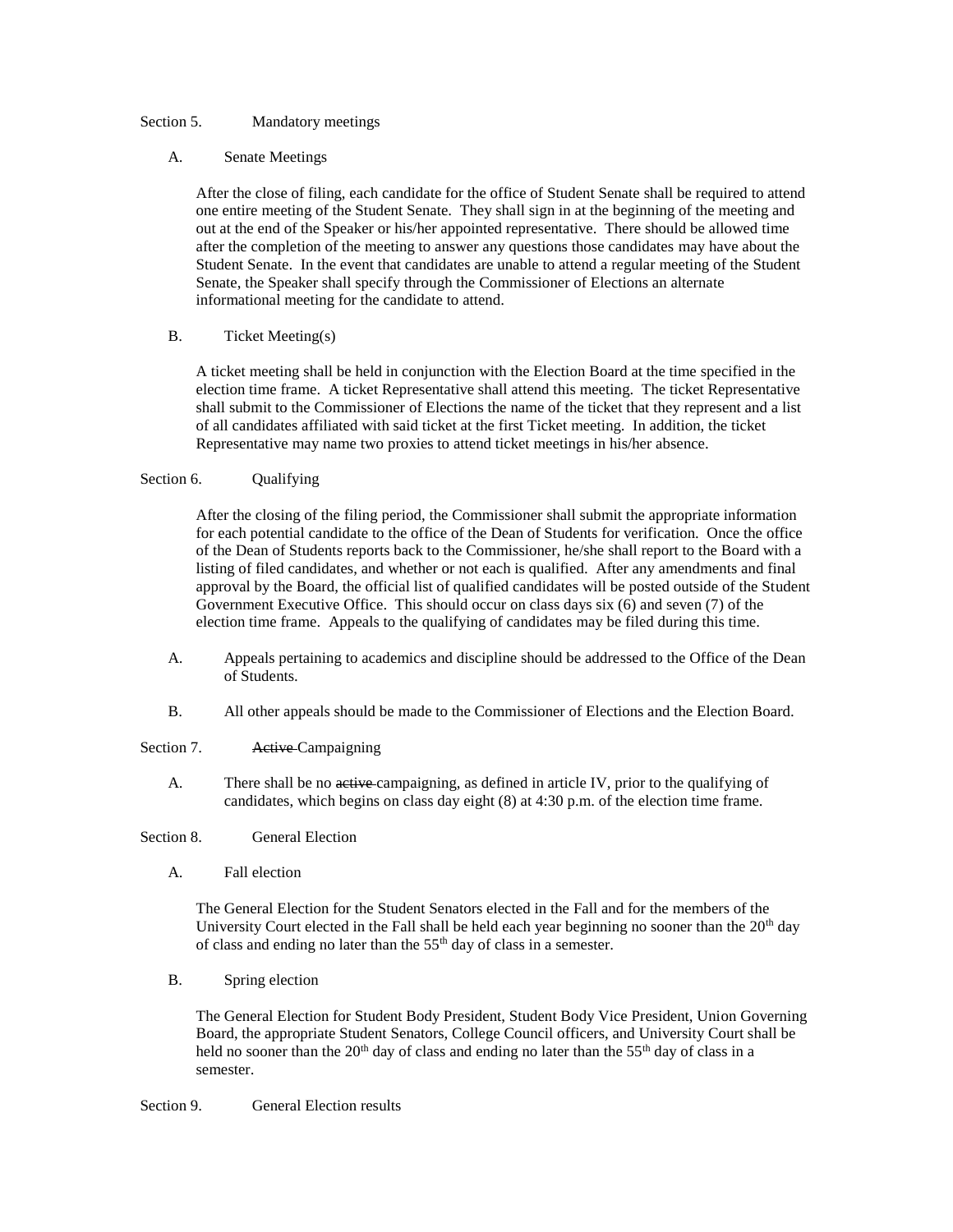Section 5. Mandatory meetings

A. Senate Meetings

After the close of filing, each candidate for the office of Student Senate shall be required to attend one entire meeting of the Student Senate. They shall sign in at the beginning of the meeting and out at the end of the Speaker or his/her appointed representative. There should be allowed time after the completion of the meeting to answer any questions those candidates may have about the Student Senate. In the event that candidates are unable to attend a regular meeting of the Student Senate, the Speaker shall specify through the Commissioner of Elections an alternate informational meeting for the candidate to attend.

B. Ticket Meeting(s)

A ticket meeting shall be held in conjunction with the Election Board at the time specified in the election time frame. A ticket Representative shall attend this meeting. The ticket Representative shall submit to the Commissioner of Elections the name of the ticket that they represent and a list of all candidates affiliated with said ticket at the first Ticket meeting. In addition, the ticket Representative may name two proxies to attend ticket meetings in his/her absence.

Section 6. Qualifying

After the closing of the filing period, the Commissioner shall submit the appropriate information for each potential candidate to the office of the Dean of Students for verification. Once the office of the Dean of Students reports back to the Commissioner, he/she shall report to the Board with a listing of filed candidates, and whether or not each is qualified. After any amendments and final approval by the Board, the official list of qualified candidates will be posted outside of the Student Government Executive Office. This should occur on class days six (6) and seven (7) of the election time frame. Appeals to the qualifying of candidates may be filed during this time.

A. Appeals pertaining to academics and discipline should be addressed to the Office of the Dean of Students.

B. All other appeals should be made to the Commissioner of Elections and the Election Board.

Section 7. ~~Active~~ Campaigning

A. There shall be no ~~active~~ campaigning, as defined in article IV, prior to the qualifying of candidates, which begins on class day eight (8) at 4:30 p.m. of the election time frame.

Section 8. General Election

A. Fall election

The General Election for the Student Senators elected in the Fall and for the members of the University Court elected in the Fall shall be held each year beginning no sooner than the 20th day of class and ending no later than the 55th day of class in a semester.

B. Spring election

The General Election for Student Body President, Student Body Vice President, Union Governing Board, the appropriate Student Senators, College Council officers, and University Court shall be held no sooner than the 20th day of class and ending no later than the 55th day of class in a semester.

Section 9. General Election results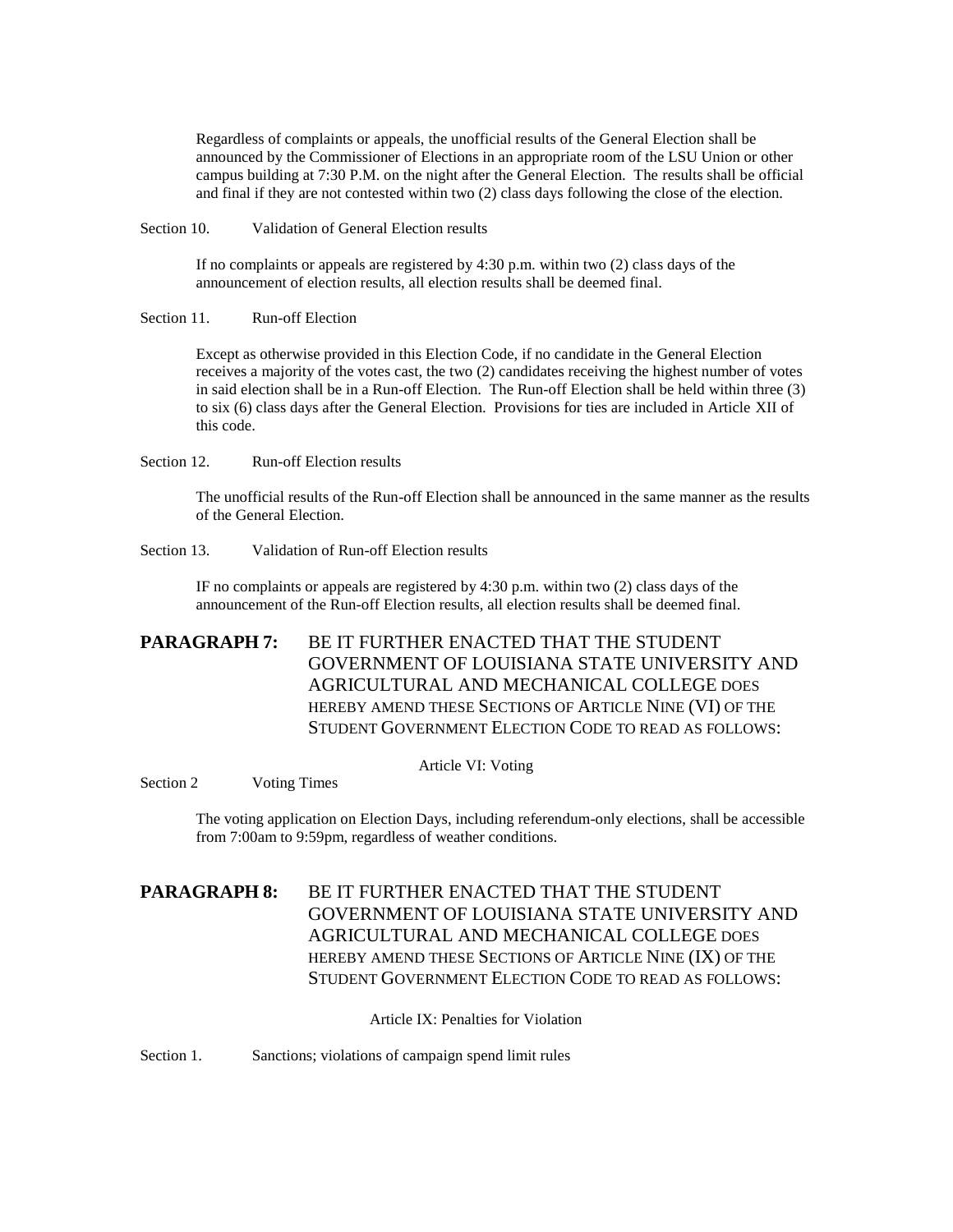Regardless of complaints or appeals, the unofficial results of the General Election shall be announced by the Commissioner of Elections in an appropriate room of the LSU Union or other campus building at 7:30 P.M. on the night after the General Election. The results shall be official and final if they are not contested within two (2) class days following the close of the election.

Section 10. Validation of General Election results

If no complaints or appeals are registered by 4:30 p.m. within two (2) class days of the announcement of election results, all election results shall be deemed final.

Section 11. Run-off Election

Except as otherwise provided in this Election Code, if no candidate in the General Election receives a majority of the votes cast, the two (2) candidates receiving the highest number of votes in said election shall be in a Run-off Election. The Run-off Election shall be held within three (3) to six (6) class days after the General Election. Provisions for ties are included in Article XII of this code.

Section 12. Run-off Election results

The unofficial results of the Run-off Election shall be announced in the same manner as the results of the General Election.

Section 13. Validation of Run-off Election results

IF no complaints or appeals are registered by 4:30 p.m. within two (2) class days of the announcement of the Run-off Election results, all election results shall be deemed final.

**PARAGRAPH 7:** BE IT FURTHER ENACTED THAT THE STUDENT GOVERNMENT OF LOUISIANA STATE UNIVERSITY AND AGRICULTURAL AND MECHANICAL COLLEGE DOES HEREBY AMEND THESE SECTIONS OF ARTICLE NINE (VI) OF THE STUDENT GOVERNMENT ELECTION CODE TO READ AS FOLLOWS:

Article VI: Voting

Section 2 Voting Times

The voting application on Election Days, including referendum-only elections, shall be accessible from 7:00am to 9:59pm, regardless of weather conditions.

**PARAGRAPH 8:** BE IT FURTHER ENACTED THAT THE STUDENT GOVERNMENT OF LOUISIANA STATE UNIVERSITY AND AGRICULTURAL AND MECHANICAL COLLEGE DOES HEREBY AMEND THESE SECTIONS OF ARTICLE NINE (IX) OF THE STUDENT GOVERNMENT ELECTION CODE TO READ AS FOLLOWS:

Article IX: Penalties for Violation

Section 1. Sanctions; violations of campaign spend limit rules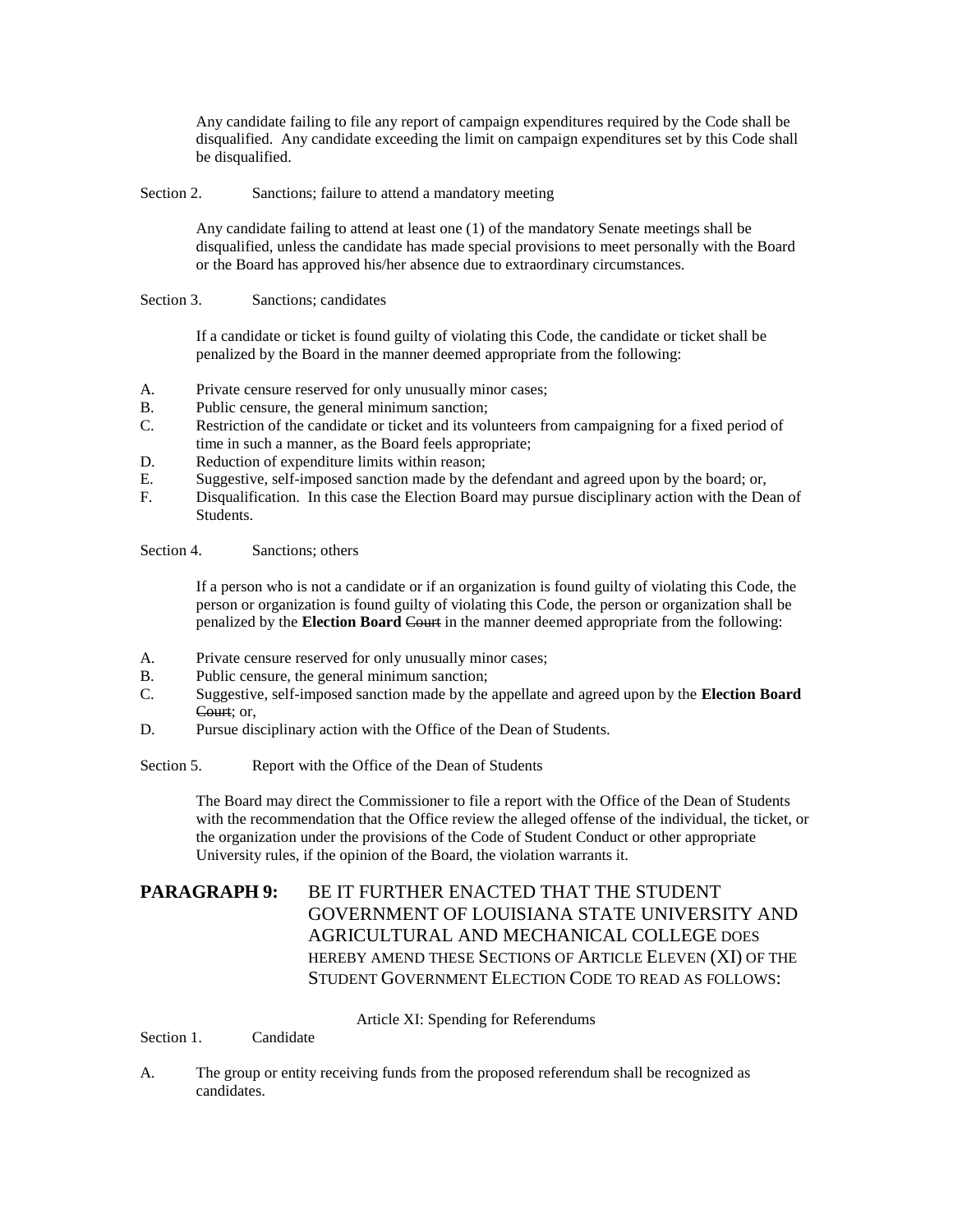Any candidate failing to file any report of campaign expenditures required by the Code shall be disqualified. Any candidate exceeding the limit on campaign expenditures set by this Code shall be disqualified.

Section 2. Sanctions; failure to attend a mandatory meeting

Any candidate failing to attend at least one (1) of the mandatory Senate meetings shall be disqualified, unless the candidate has made special provisions to meet personally with the Board or the Board has approved his/her absence due to extraordinary circumstances.

Section 3. Sanctions; candidates

If a candidate or ticket is found guilty of violating this Code, the candidate or ticket shall be penalized by the Board in the manner deemed appropriate from the following:

A. Private censure reserved for only unusually minor cases;
B. Public censure, the general minimum sanction;
C. Restriction of the candidate or ticket and its volunteers from campaigning for a fixed period of time in such a manner, as the Board feels appropriate;
D. Reduction of expenditure limits within reason;
E. Suggestive, self-imposed sanction made by the defendant and agreed upon by the board; or,
F. Disqualification. In this case the Election Board may pursue disciplinary action with the Dean of Students.

Section 4. Sanctions; others

If a person who is not a candidate or if an organization is found guilty of violating this Code, the person or organization is found guilty of violating this Code, the person or organization shall be penalized by the **Election Board** ~~Court~~ in the manner deemed appropriate from the following:

A. Private censure reserved for only unusually minor cases;
B. Public censure, the general minimum sanction;
C. Suggestive, self-imposed sanction made by the appellate and agreed upon by the **Election Board** ~~Court~~; or,
D. Pursue disciplinary action with the Office of the Dean of Students.

Section 5. Report with the Office of the Dean of Students

The Board may direct the Commissioner to file a report with the Office of the Dean of Students with the recommendation that the Office review the alleged offense of the individual, the ticket, or the organization under the provisions of the Code of Student Conduct or other appropriate University rules, if the opinion of the Board, the violation warrants it.

**PARAGRAPH 9:** BE IT FURTHER ENACTED THAT THE STUDENT GOVERNMENT OF LOUISIANA STATE UNIVERSITY AND AGRICULTURAL AND MECHANICAL COLLEGE DOES HEREBY AMEND THESE SECTIONS OF ARTICLE ELEVEN (XI) OF THE STUDENT GOVERNMENT ELECTION CODE TO READ AS FOLLOWS:

Article XI: Spending for Referendums

Section 1. Candidate

A. The group or entity receiving funds from the proposed referendum shall be recognized as candidates.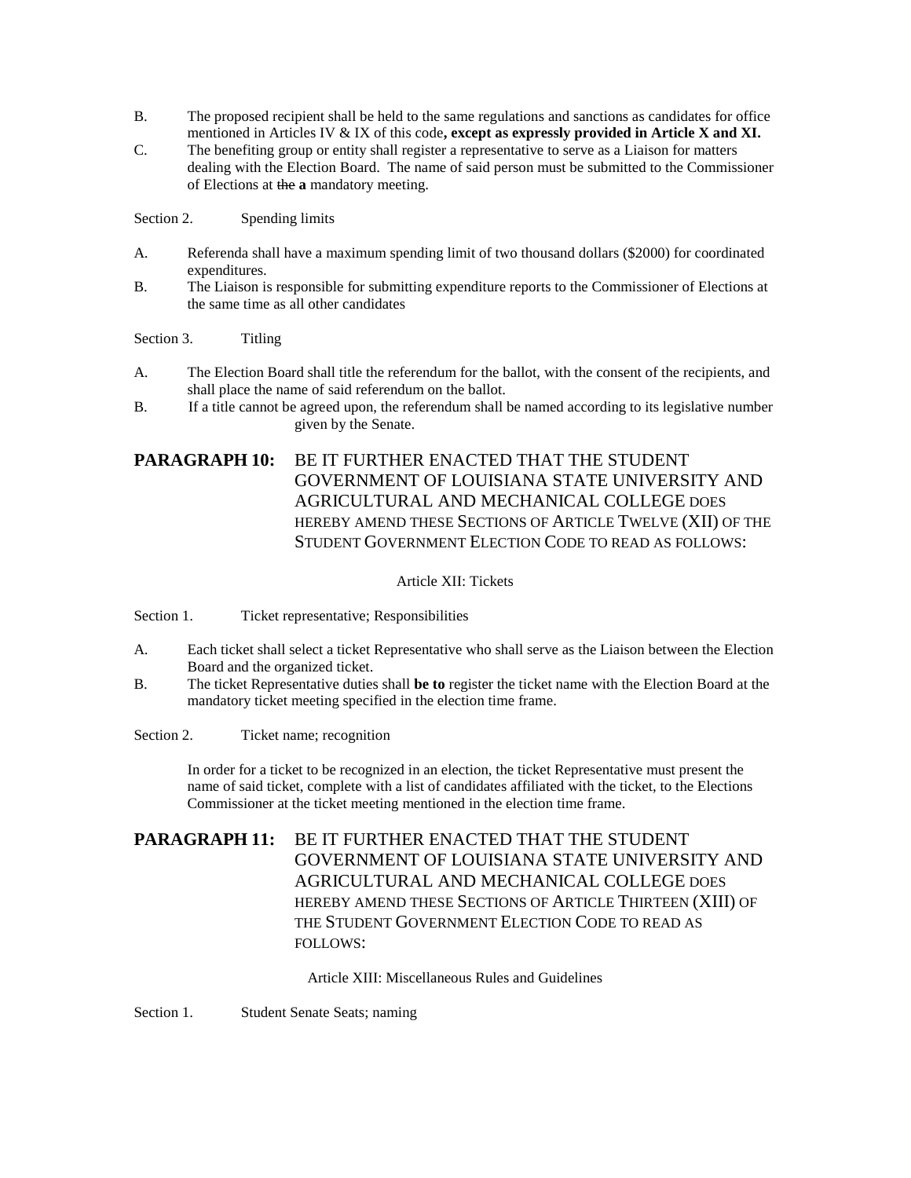B. The proposed recipient shall be held to the same regulations and sanctions as candidates for office mentioned in Articles IV & IX of this code**, except as expressly provided in Article X and XI.**

C. The benefiting group or entity shall register a representative to serve as a Liaison for matters dealing with the Election Board. The name of said person must be submitted to the Commissioner of Elections at ~~the~~ **a** mandatory meeting.

Section 2. Spending limits

A. Referenda shall have a maximum spending limit of two thousand dollars ($2000) for coordinated expenditures.

B. The Liaison is responsible for submitting expenditure reports to the Commissioner of Elections at the same time as all other candidates

Section 3. Titling

A. The Election Board shall title the referendum for the ballot, with the consent of the recipients, and shall place the name of said referendum on the ballot.

B. If a title cannot be agreed upon, the referendum shall be named according to its legislative number given by the Senate.

**PARAGRAPH 10:** BE IT FURTHER ENACTED THAT THE STUDENT GOVERNMENT OF LOUISIANA STATE UNIVERSITY AND AGRICULTURAL AND MECHANICAL COLLEGE DOES HEREBY AMEND THESE SECTIONS OF ARTICLE TWELVE (XII) OF THE STUDENT GOVERNMENT ELECTION CODE TO READ AS FOLLOWS:

Article XII: Tickets

Section 1. Ticket representative; Responsibilities

A. Each ticket shall select a ticket Representative who shall serve as the Liaison between the Election Board and the organized ticket.

B. The ticket Representative duties shall **be to** register the ticket name with the Election Board at the mandatory ticket meeting specified in the election time frame.

Section 2. Ticket name; recognition

In order for a ticket to be recognized in an election, the ticket Representative must present the name of said ticket, complete with a list of candidates affiliated with the ticket, to the Elections Commissioner at the ticket meeting mentioned in the election time frame.

**PARAGRAPH 11:** BE IT FURTHER ENACTED THAT THE STUDENT GOVERNMENT OF LOUISIANA STATE UNIVERSITY AND AGRICULTURAL AND MECHANICAL COLLEGE DOES HEREBY AMEND THESE SECTIONS OF ARTICLE THIRTEEN (XIII) OF THE STUDENT GOVERNMENT ELECTION CODE TO READ AS FOLLOWS:

Article XIII: Miscellaneous Rules and Guidelines

Section 1. Student Senate Seats; naming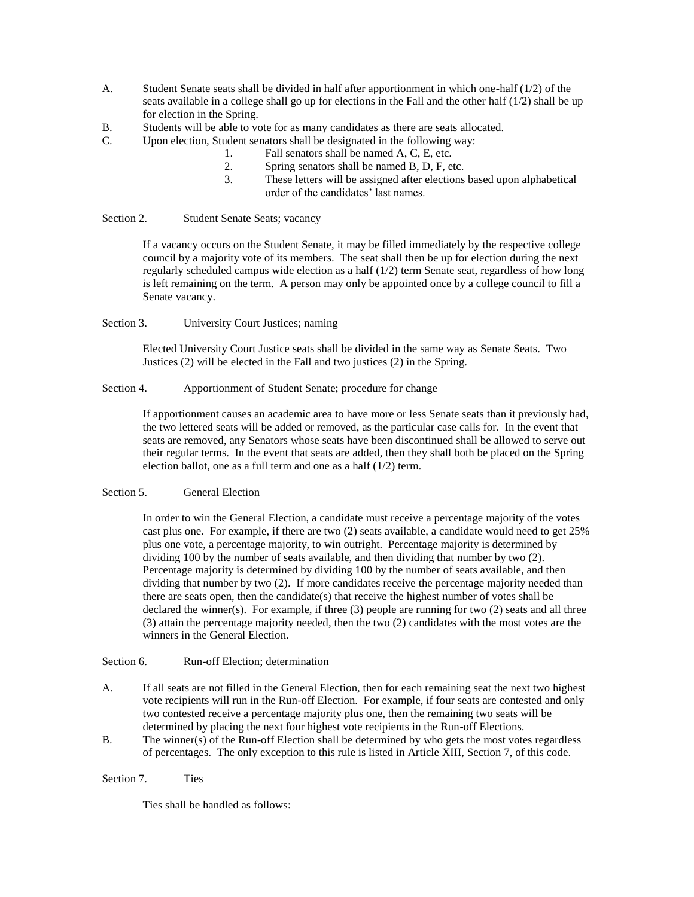A. Student Senate seats shall be divided in half after apportionment in which one-half (1/2) of the seats available in a college shall go up for elections in the Fall and the other half (1/2) shall be up for election in the Spring.

B. Students will be able to vote for as many candidates as there are seats allocated.

C. Upon election, Student senators shall be designated in the following way:

   1. Fall senators shall be named A, C, E, etc.
   2. Spring senators shall be named B, D, F, etc.
   3. These letters will be assigned after elections based upon alphabetical order of the candidates' last names.

Section 2. Student Senate Seats; vacancy

If a vacancy occurs on the Student Senate, it may be filled immediately by the respective college council by a majority vote of its members. The seat shall then be up for election during the next regularly scheduled campus wide election as a half (1/2) term Senate seat, regardless of how long is left remaining on the term. A person may only be appointed once by a college council to fill a Senate vacancy.

Section 3. University Court Justices; naming

Elected University Court Justice seats shall be divided in the same way as Senate Seats. Two Justices (2) will be elected in the Fall and two justices (2) in the Spring.

Section 4. Apportionment of Student Senate; procedure for change

If apportionment causes an academic area to have more or less Senate seats than it previously had, the two lettered seats will be added or removed, as the particular case calls for. In the event that seats are removed, any Senators whose seats have been discontinued shall be allowed to serve out their regular terms. In the event that seats are added, then they shall both be placed on the Spring election ballot, one as a full term and one as a half (1/2) term.

Section 5. General Election

In order to win the General Election, a candidate must receive a percentage majority of the votes cast plus one. For example, if there are two (2) seats available, a candidate would need to get 25% plus one vote, a percentage majority, to win outright. Percentage majority is determined by dividing 100 by the number of seats available, and then dividing that number by two (2). Percentage majority is determined by dividing 100 by the number of seats available, and then dividing that number by two (2). If more candidates receive the percentage majority needed than there are seats open, then the candidate(s) that receive the highest number of votes shall be declared the winner(s). For example, if three (3) people are running for two (2) seats and all three (3) attain the percentage majority needed, then the two (2) candidates with the most votes are the winners in the General Election.

Section 6. Run-off Election; determination

A. If all seats are not filled in the General Election, then for each remaining seat the next two highest vote recipients will run in the Run-off Election. For example, if four seats are contested and only two contested receive a percentage majority plus one, then the remaining two seats will be determined by placing the next four highest vote recipients in the Run-off Elections.

B. The winner(s) of the Run-off Election shall be determined by who gets the most votes regardless of percentages. The only exception to this rule is listed in Article XIII, Section 7, of this code.

Section 7. Ties

Ties shall be handled as follows: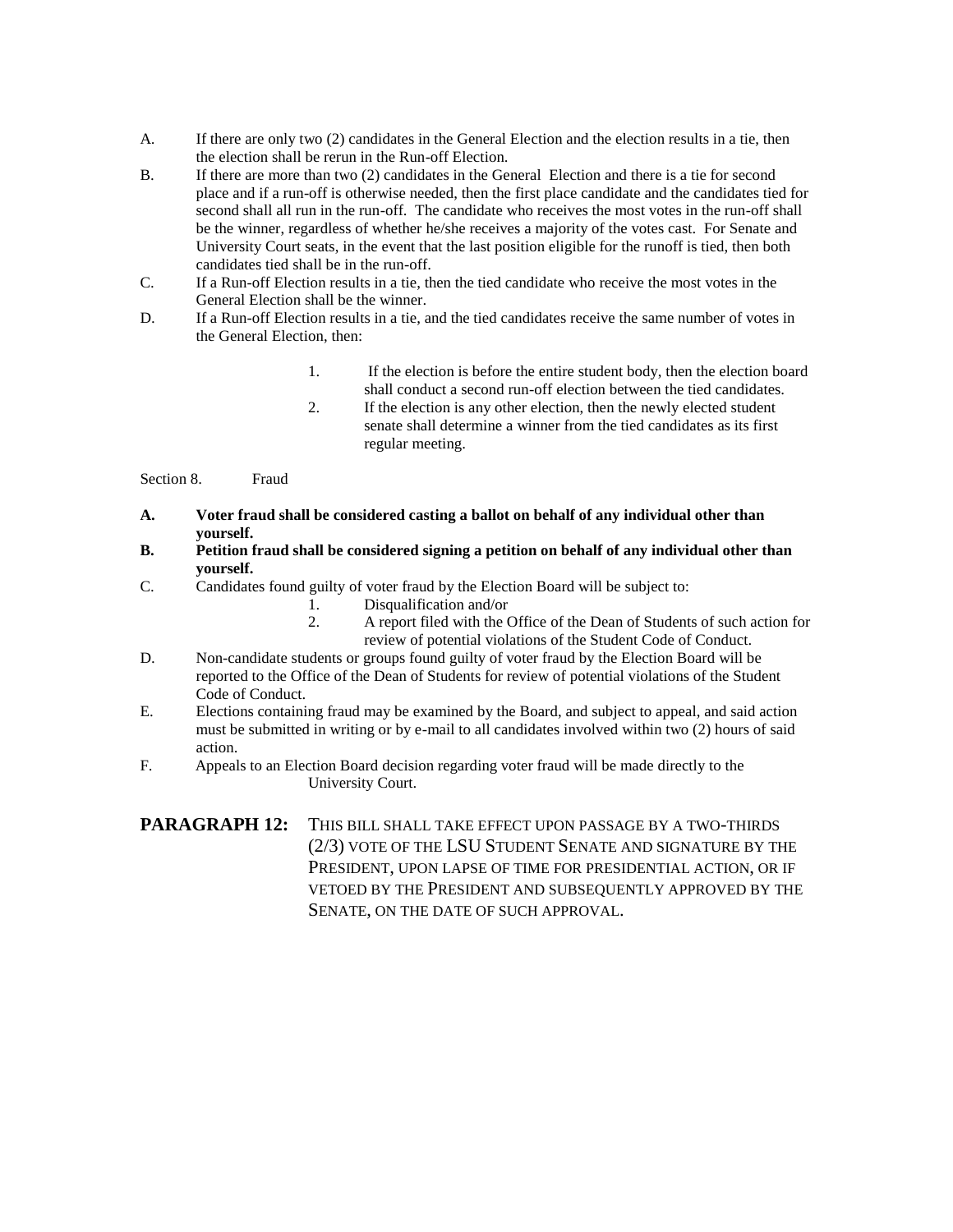A. If there are only two (2) candidates in the General Election and the election results in a tie, then the election shall be rerun in the Run-off Election.

B. If there are more than two (2) candidates in the General Election and there is a tie for second place and if a run-off is otherwise needed, then the first place candidate and the candidates tied for second shall all run in the run-off. The candidate who receives the most votes in the run-off shall be the winner, regardless of whether he/she receives a majority of the votes cast. For Senate and University Court seats, in the event that the last position eligible for the runoff is tied, then both candidates tied shall be in the run-off.

C. If a Run-off Election results in a tie, then the tied candidate who receive the most votes in the General Election shall be the winner.

D. If a Run-off Election results in a tie, and the tied candidates receive the same number of votes in the General Election, then:

   1. If the election is before the entire student body, then the election board shall conduct a second run-off election between the tied candidates.
   2. If the election is any other election, then the newly elected student senate shall determine a winner from the tied candidates as its first regular meeting.

Section 8. Fraud

**A. Voter fraud shall be considered casting a ballot on behalf of any individual other than yourself.**

**B. Petition fraud shall be considered signing a petition on behalf of any individual other than yourself.**

C. Candidates found guilty of voter fraud by the Election Board will be subject to:

   1. Disqualification and/or
   2. A report filed with the Office of the Dean of Students of such action for review of potential violations of the Student Code of Conduct.

D. Non-candidate students or groups found guilty of voter fraud by the Election Board will be reported to the Office of the Dean of Students for review of potential violations of the Student Code of Conduct.

E. Elections containing fraud may be examined by the Board, and subject to appeal, and said action must be submitted in writing or by e-mail to all candidates involved within two (2) hours of said action.

F. Appeals to an Election Board decision regarding voter fraud will be made directly to the University Court.

**PARAGRAPH 12:** THIS BILL SHALL TAKE EFFECT UPON PASSAGE BY A TWO-THIRDS (2/3) VOTE OF THE LSU STUDENT SENATE AND SIGNATURE BY THE PRESIDENT, UPON LAPSE OF TIME FOR PRESIDENTIAL ACTION, OR IF VETOED BY THE PRESIDENT AND SUBSEQUENTLY APPROVED BY THE SENATE, ON THE DATE OF SUCH APPROVAL.